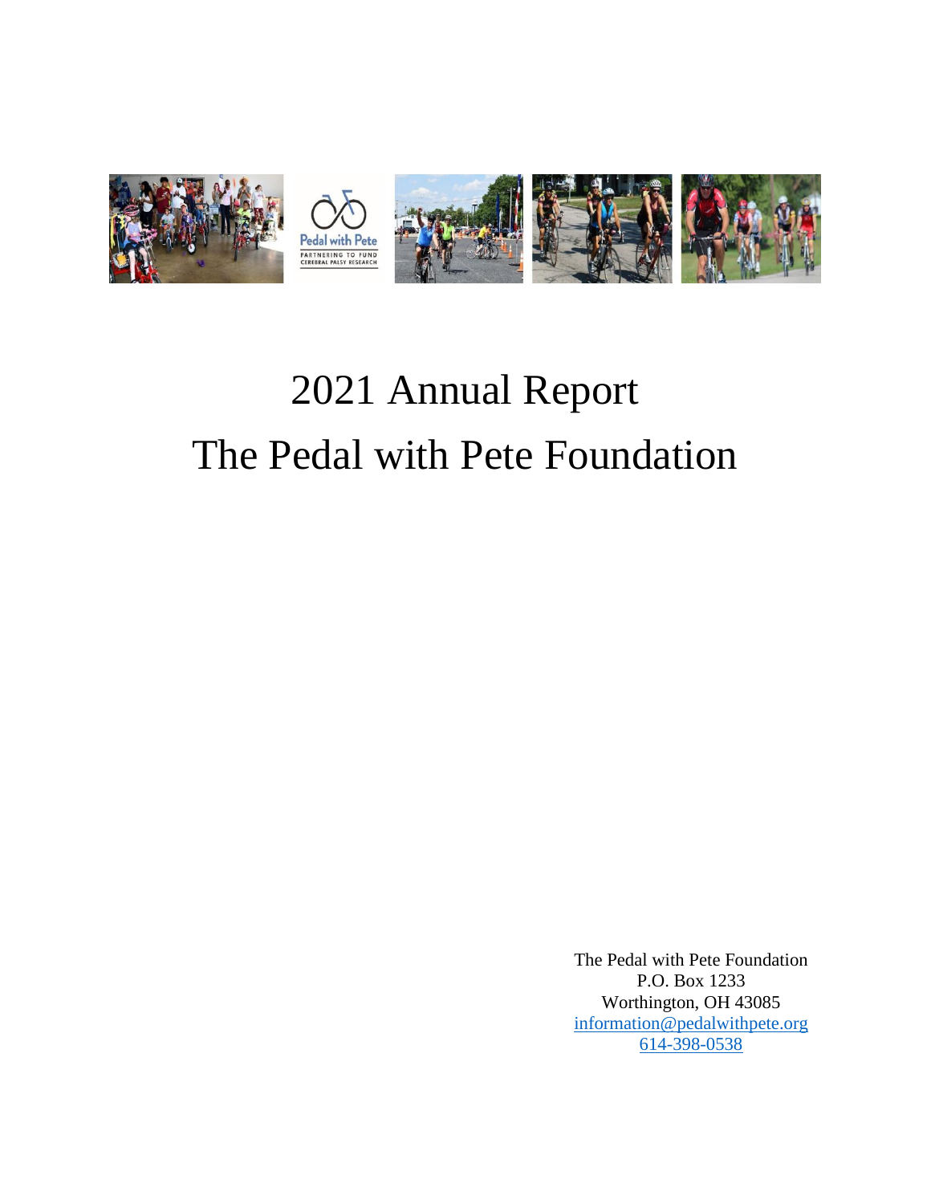# 2021 Annual Report
# The Pedal with Pete Foundation

The Pedal with Pete Foundation
P.O. Box 1233
Worthington, OH 43085
information@pedalwithpete.org
614-398-0538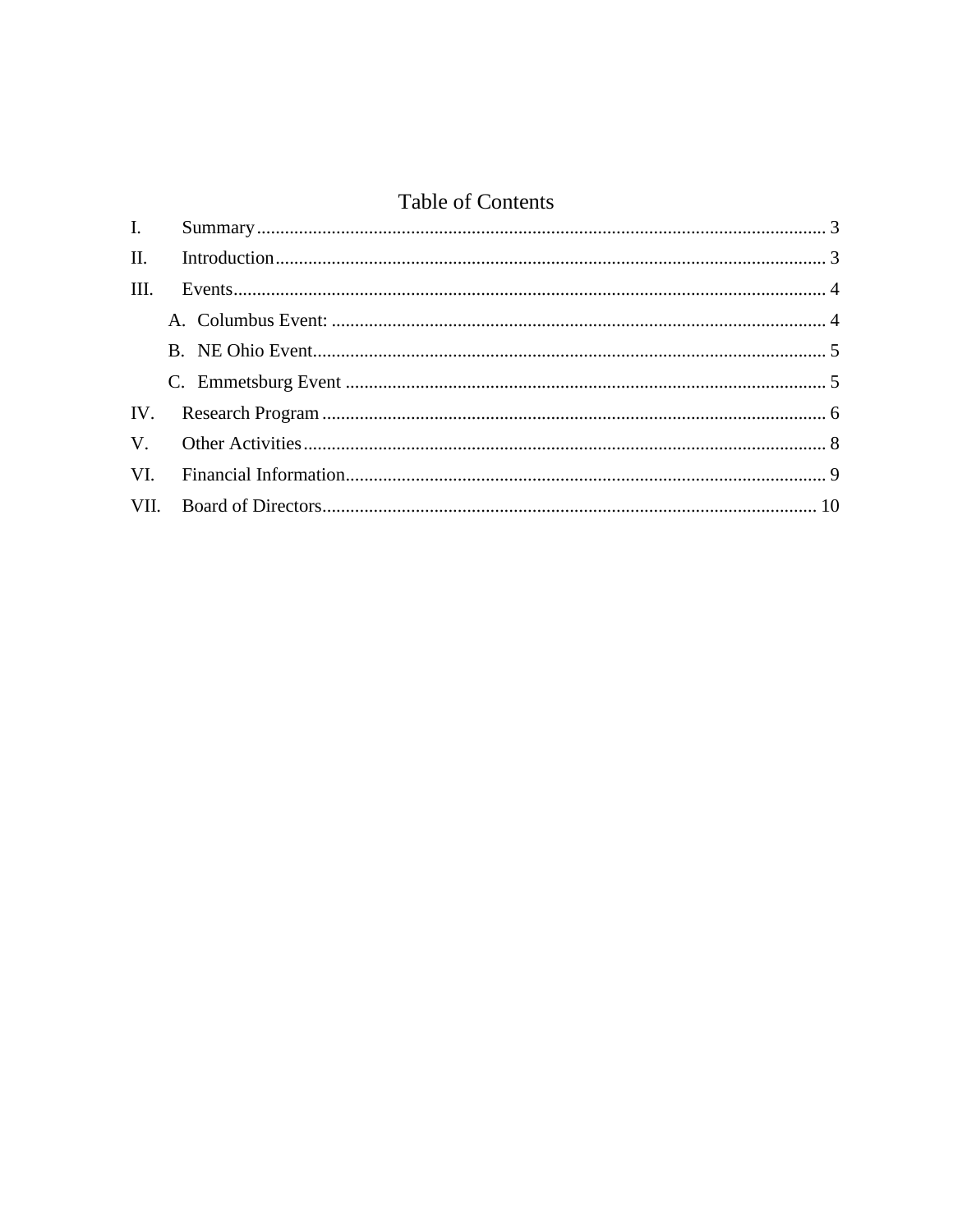# Table of Contents

- I. Summary ........ 3
- II. Introduction ........ 3
- III. Events ........ 4
  - A. Columbus Event: ........ 4
  - B. NE Ohio Event ........ 5
  - C. Emmetsburg Event ........ 5
- IV. Research Program ........ 6
- V. Other Activities ........ 8
- VI. Financial Information ........ 9
- VII. Board of Directors ........ 10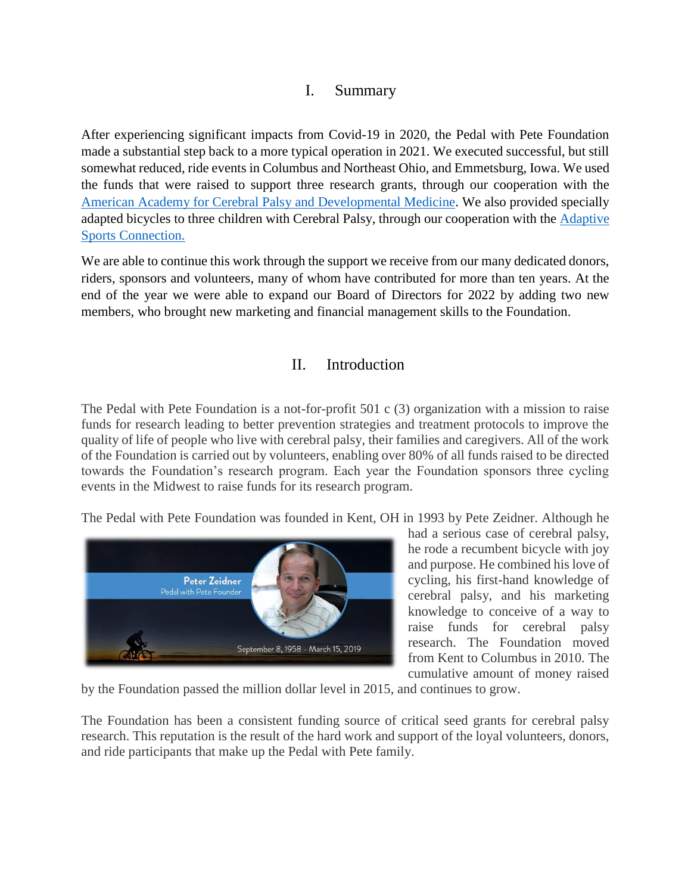## I. Summary

After experiencing significant impacts from Covid-19 in 2020, the Pedal with Pete Foundation made a substantial step back to a more typical operation in 2021. We executed successful, but still somewhat reduced, ride events in Columbus and Northeast Ohio, and Emmetsburg, Iowa. We used the funds that were raised to support three research grants, through our cooperation with the American Academy for Cerebral Palsy and Developmental Medicine. We also provided specially adapted bicycles to three children with Cerebral Palsy, through our cooperation with the Adaptive Sports Connection.

We are able to continue this work through the support we receive from our many dedicated donors, riders, sponsors and volunteers, many of whom have contributed for more than ten years. At the end of the year we were able to expand our Board of Directors for 2022 by adding two new members, who brought new marketing and financial management skills to the Foundation.

## II. Introduction

The Pedal with Pete Foundation is a not-for-profit 501 c (3) organization with a mission to raise funds for research leading to better prevention strategies and treatment protocols to improve the quality of life of people who live with cerebral palsy, their families and caregivers. All of the work of the Foundation is carried out by volunteers, enabling over 80% of all funds raised to be directed towards the Foundation's research program. Each year the Foundation sponsors three cycling events in the Midwest to raise funds for its research program.

The Pedal with Pete Foundation was founded in Kent, OH in 1993 by Pete Zeidner. Although he had a serious case of cerebral palsy, he rode a recumbent bicycle with joy and purpose. He combined his love of cycling, his first-hand knowledge of cerebral palsy, and his marketing knowledge to conceive of a way to raise funds for cerebral palsy research. The Foundation moved from Kent to Columbus in 2010. The cumulative amount of money raised by the Foundation passed the million dollar level in 2015, and continues to grow.

Peter Zeidner
Pedal with Pete Founder
September 8, 1958 - March 15, 2019

The Foundation has been a consistent funding source of critical seed grants for cerebral palsy research. This reputation is the result of the hard work and support of the loyal volunteers, donors, and ride participants that make up the Pedal with Pete family.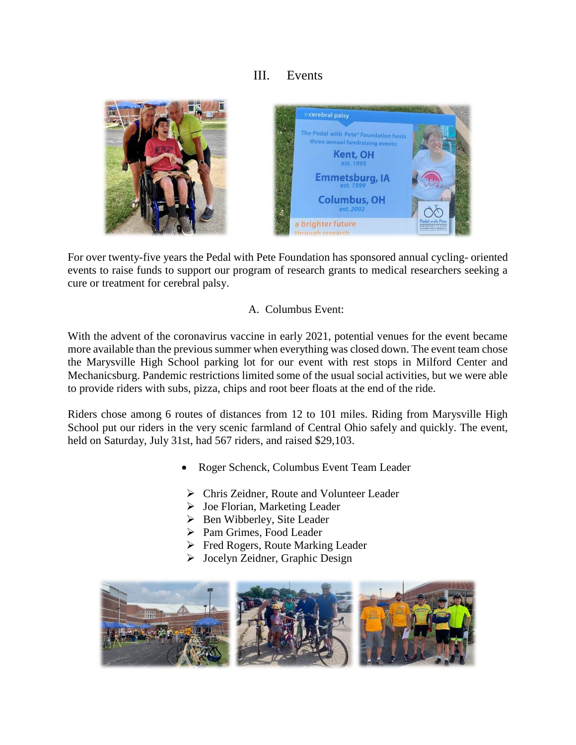# III. Events

For over twenty-five years the Pedal with Pete Foundation has sponsored annual cycling- oriented events to raise funds to support our program of research grants to medical researchers seeking a cure or treatment for cerebral palsy.

## A. Columbus Event:

With the advent of the coronavirus vaccine in early 2021, potential venues for the event became more available than the previous summer when everything was closed down. The event team chose the Marysville High School parking lot for our event with rest stops in Milford Center and Mechanicsburg. Pandemic restrictions limited some of the usual social activities, but we were able to provide riders with subs, pizza, chips and root beer floats at the end of the ride.

Riders chose among 6 routes of distances from 12 to 101 miles. Riding from Marysville High School put our riders in the very scenic farmland of Central Ohio safely and quickly. The event, held on Saturday, July 31st, had 567 riders, and raised $29,103.

- Roger Schenck, Columbus Event Team Leader
  - Chris Zeidner, Route and Volunteer Leader
  - Joe Florian, Marketing Leader
  - Ben Wibberley, Site Leader
  - Pam Grimes, Food Leader
  - Fred Rogers, Route Marking Leader
  - Jocelyn Zeidner, Graphic Design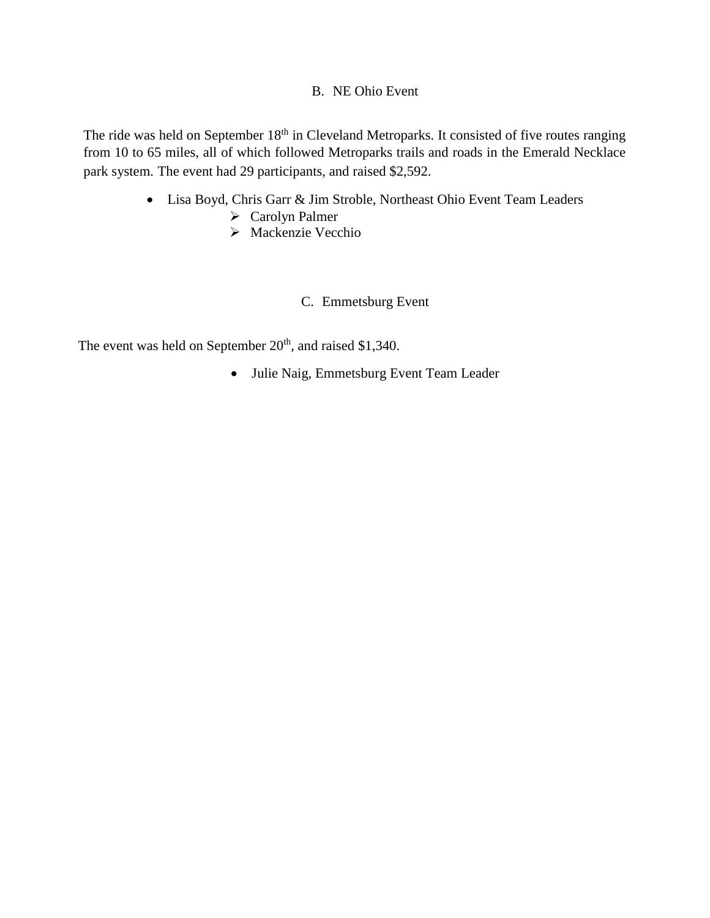### B. NE Ohio Event

The ride was held on September 18th in Cleveland Metroparks. It consisted of five routes ranging from 10 to 65 miles, all of which followed Metroparks trails and roads in the Emerald Necklace park system. The event had 29 participants, and raised $2,592.

- Lisa Boyd, Chris Garr & Jim Stroble, Northeast Ohio Event Team Leaders
  - Carolyn Palmer
  - Mackenzie Vecchio

### C. Emmetsburg Event

The event was held on September 20th, and raised $1,340.

- Julie Naig, Emmetsburg Event Team Leader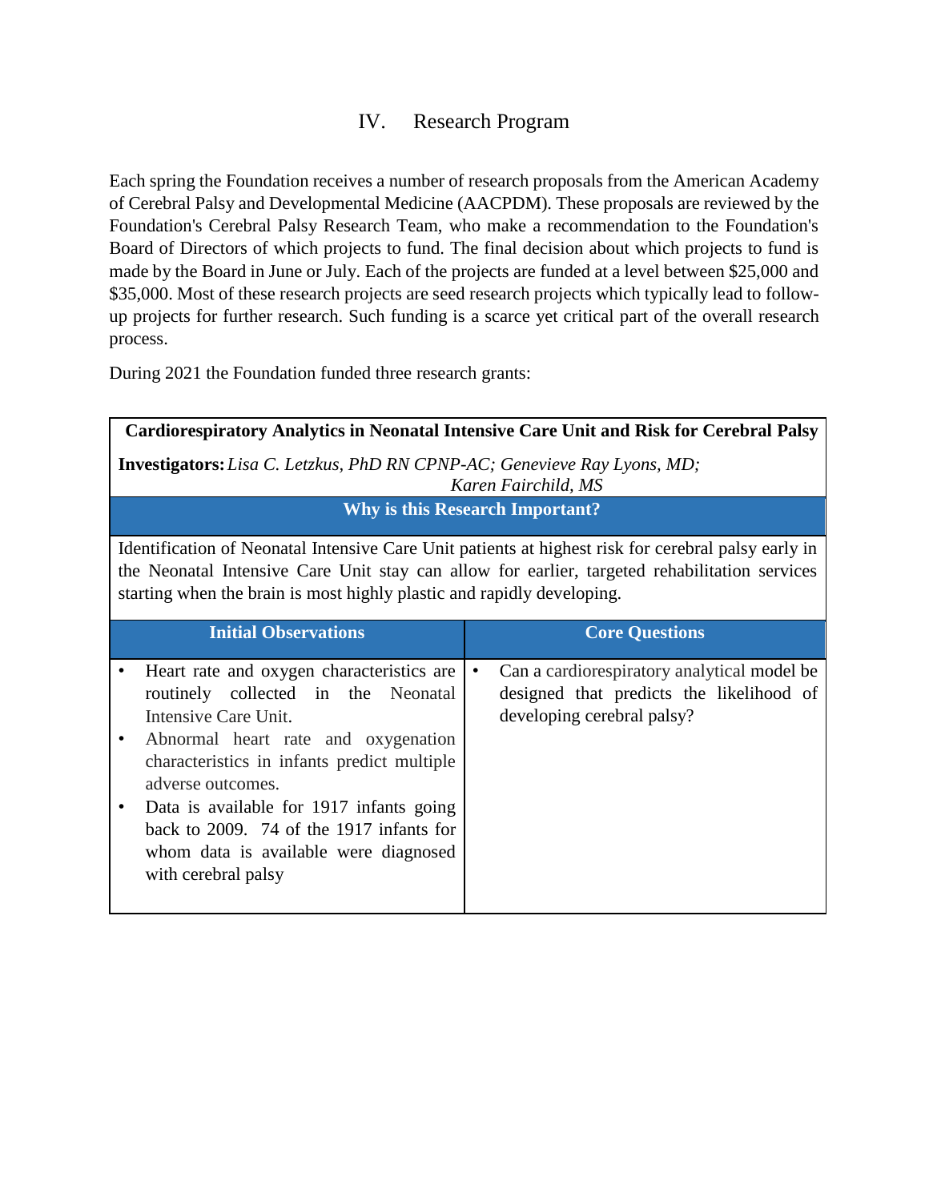## IV. Research Program

Each spring the Foundation receives a number of research proposals from the American Academy of Cerebral Palsy and Developmental Medicine (AACPDM). These proposals are reviewed by the Foundation's Cerebral Palsy Research Team, who make a recommendation to the Foundation's Board of Directors of which projects to fund. The final decision about which projects to fund is made by the Board in June or July. Each of the projects are funded at a level between $25,000 and $35,000. Most of these research projects are seed research projects which typically lead to follow-up projects for further research. Such funding is a scarce yet critical part of the overall research process.

During 2021 the Foundation funded three research grants:

| **Cardiorespiratory Analytics in Neonatal Intensive Care Unit and Risk for Cerebral Palsy** | |
|---|---|
| **Investigators:** *Lisa C. Letzkus, PhD RN CPNP-AC; Genevieve Ray Lyons, MD; Karen Fairchild, MS* | |
| **Why is this Research Important?** | |
| Identification of Neonatal Intensive Care Unit patients at highest risk for cerebral palsy early in the Neonatal Intensive Care Unit stay can allow for earlier, targeted rehabilitation services starting when the brain is most highly plastic and rapidly developing. | |
| **Initial Observations** | **Core Questions** |
| • Heart rate and oxygen characteristics are routinely collected in the Neonatal Intensive Care Unit.<br>• Abnormal heart rate and oxygenation characteristics in infants predict multiple adverse outcomes.<br>• Data is available for 1917 infants going back to 2009. 74 of the 1917 infants for whom data is available were diagnosed with cerebral palsy | • Can a cardiorespiratory analytical model be designed that predicts the likelihood of developing cerebral palsy? |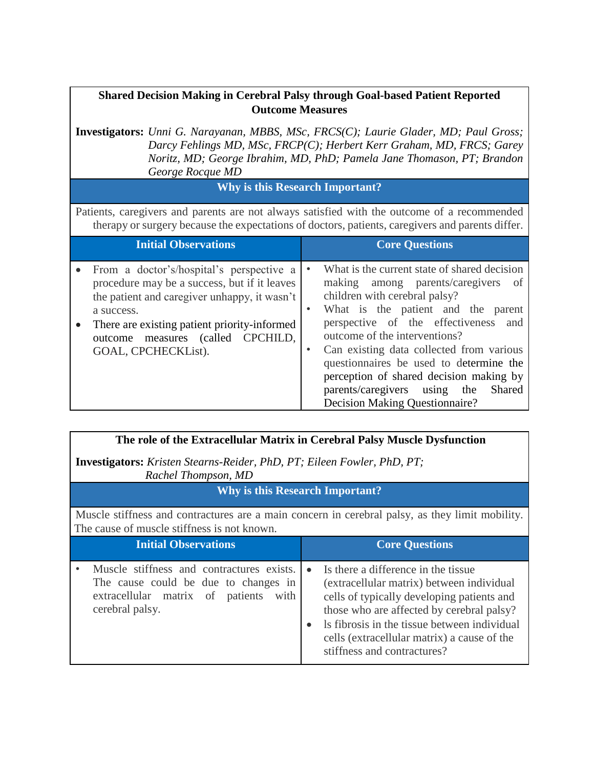## Shared Decision Making in Cerebral Palsy through Goal-based Patient Reported Outcome Measures

**Investigators:** *Unni G. Narayanan, MBBS, MSc, FRCS(C); Laurie Glader, MD; Paul Gross; Darcy Fehlings MD, MSc, FRCP(C); Herbert Kerr Graham, MD, FRCS; Garey Noritz, MD; George Ibrahim, MD, PhD; Pamela Jane Thomason, PT; Brandon George Rocque MD*

### Why is this Research Important?

Patients, caregivers and parents are not always satisfied with the outcome of a recommended therapy or surgery because the expectations of doctors, patients, caregivers and parents differ.

| Initial Observations | Core Questions |
|---|---|
| • From a doctor's/hospital's perspective a procedure may be a success, but if it leaves the patient and caregiver unhappy, it wasn't a success.<br>• There are existing patient priority-informed outcome measures (called CPCHILD, GOAL, CPCHECKList). | • What is the current state of shared decision making among parents/caregivers of children with cerebral palsy?<br>• What is the patient and the parent perspective of the effectiveness and outcome of the interventions?<br>• Can existing data collected from various questionnaires be used to determine the perception of shared decision making by parents/caregivers using the Shared Decision Making Questionnaire? |

## The role of the Extracellular Matrix in Cerebral Palsy Muscle Dysfunction

**Investigators:** *Kristen Stearns-Reider, PhD, PT; Eileen Fowler, PhD, PT; Rachel Thompson, MD*

### Why is this Research Important?

Muscle stiffness and contractures are a main concern in cerebral palsy, as they limit mobility. The cause of muscle stiffness is not known.

| Initial Observations | Core Questions |
|---|---|
| • Muscle stiffness and contractures exists. The cause could be due to changes in extracellular matrix of patients with cerebral palsy. | • Is there a difference in the tissue (extracellular matrix) between individual cells of typically developing patients and those who are affected by cerebral palsy?<br>• Is fibrosis in the tissue between individual cells (extracellular matrix) a cause of the stiffness and contractures? |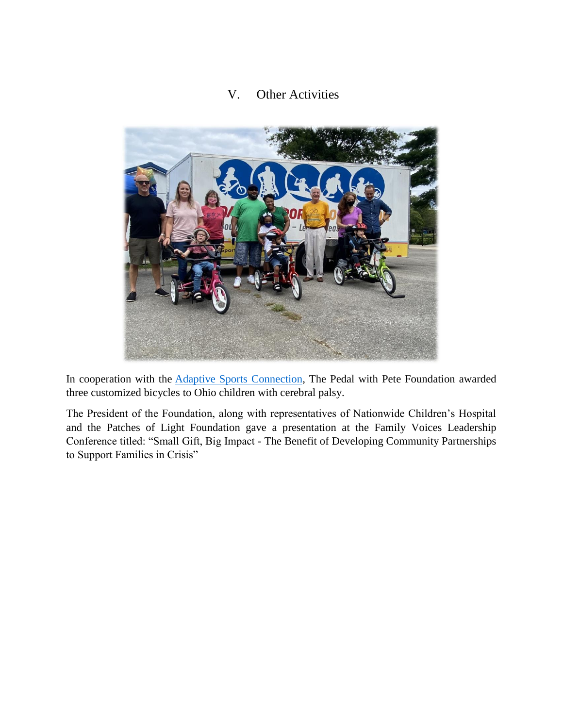## V. Other Activities

In cooperation with the [Adaptive Sports Connection](), The Pedal with Pete Foundation awarded three customized bicycles to Ohio children with cerebral palsy.

The President of the Foundation, along with representatives of Nationwide Children's Hospital and the Patches of Light Foundation gave a presentation at the Family Voices Leadership Conference titled: "Small Gift, Big Impact - The Benefit of Developing Community Partnerships to Support Families in Crisis"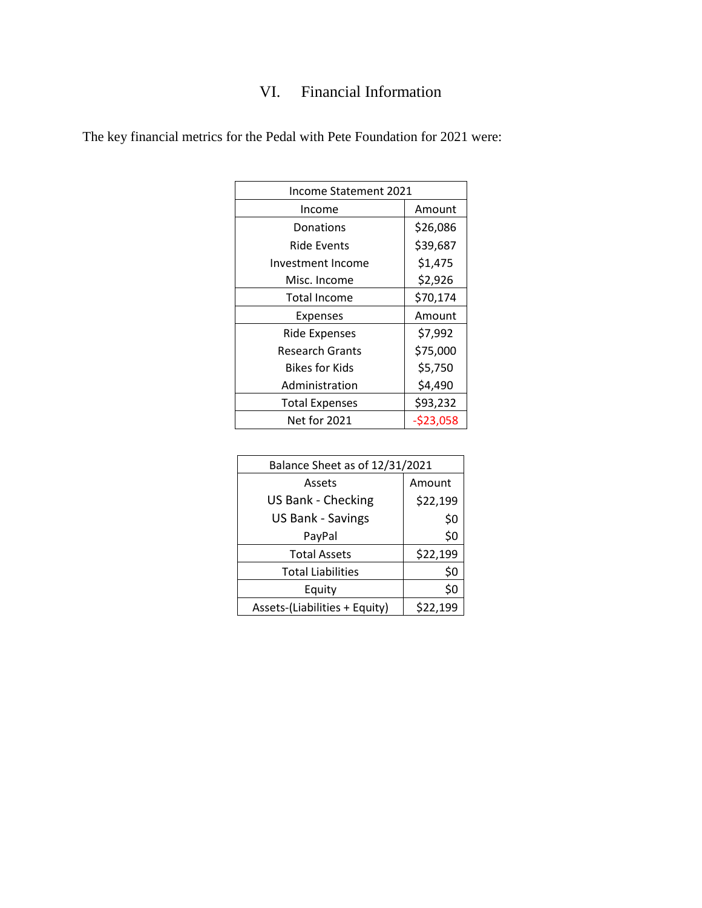# VI. Financial Information

The key financial metrics for the Pedal with Pete Foundation for 2021 were:

| Income Statement 2021 | |
|---|---|
| Income | Amount |
| Donations | $26,086 |
| Ride Events | $39,687 |
| Investment Income | $1,475 |
| Misc. Income | $2,926 |
| Total Income | $70,174 |
| Expenses | Amount |
| Ride Expenses | $7,992 |
| Research Grants | $75,000 |
| Bikes for Kids | $5,750 |
| Administration | $4,490 |
| Total Expenses | $93,232 |
| Net for 2021 | -$23,058 |

| Balance Sheet as of 12/31/2021 | |
|---|---|
| Assets | Amount |
| US Bank - Checking | $22,199 |
| US Bank - Savings | $0 |
| PayPal | $0 |
| Total Assets | $22,199 |
| Total Liabilities | $0 |
| Equity | $0 |
| Assets-(Liabilities + Equity) | $22,199 |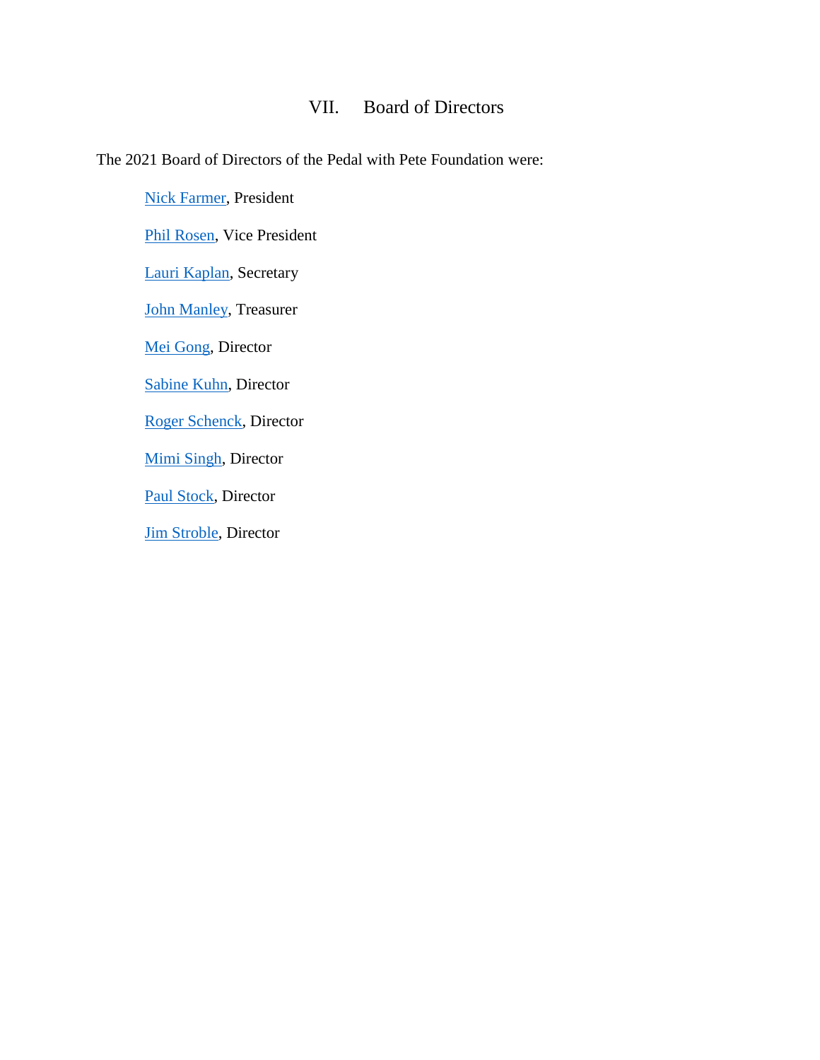## VII. Board of Directors

The 2021 Board of Directors of the Pedal with Pete Foundation were:

Nick Farmer, President

Phil Rosen, Vice President

Lauri Kaplan, Secretary

John Manley, Treasurer

Mei Gong, Director

Sabine Kuhn, Director

Roger Schenck, Director

Mimi Singh, Director

Paul Stock, Director

Jim Stroble, Director